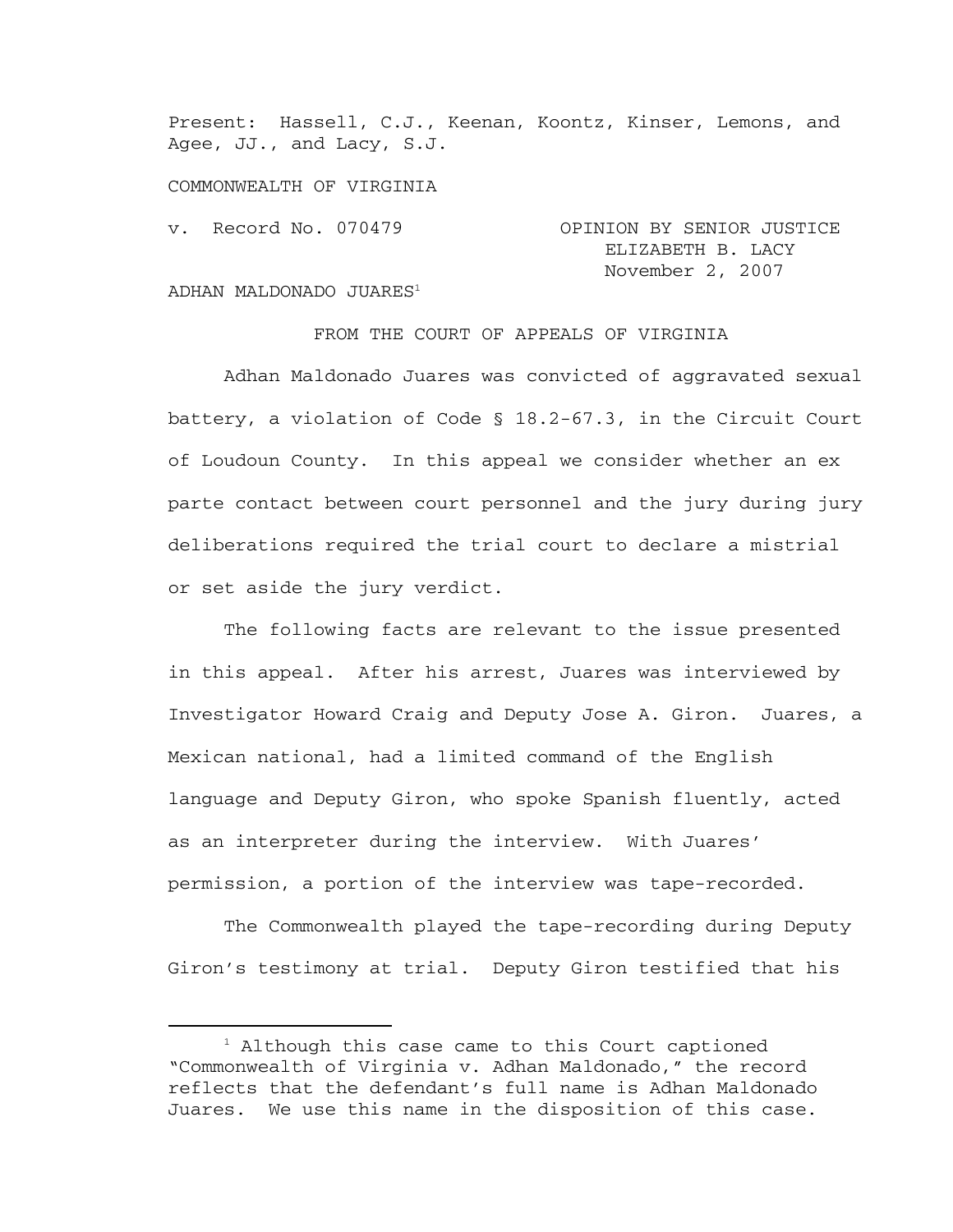Present: Hassell, C.J., Keenan, Koontz, Kinser, Lemons, and Agee, JJ., and Lacy, S.J.

COMMONWEALTH OF VIRGINIA

v. Record No. 070479

OPINION BY SENIOR JUSTICE ELIZABETH B. LACY
November 2, 2007

ADHAN MALDONADO JUARES[1]

FROM THE COURT OF APPEALS OF VIRGINIA

Adhan Maldonado Juares was convicted of aggravated sexual battery, a violation of Code § 18.2-67.3, in the Circuit Court of Loudoun County. In this appeal we consider whether an ex parte contact between court personnel and the jury during jury deliberations required the trial court to declare a mistrial or set aside the jury verdict.

The following facts are relevant to the issue presented in this appeal. After his arrest, Juares was interviewed by Investigator Howard Craig and Deputy Jose A. Giron. Juares, a Mexican national, had a limited command of the English language and Deputy Giron, who spoke Spanish fluently, acted as an interpreter during the interview. With Juares' permission, a portion of the interview was tape-recorded.

The Commonwealth played the tape-recording during Deputy Giron's testimony at trial. Deputy Giron testified that his

---

[1] Although this case came to this Court captioned "Commonwealth of Virginia v. Adhan Maldonado," the record reflects that the defendant's full name is Adhan Maldonado Juares. We use this name in the disposition of this case.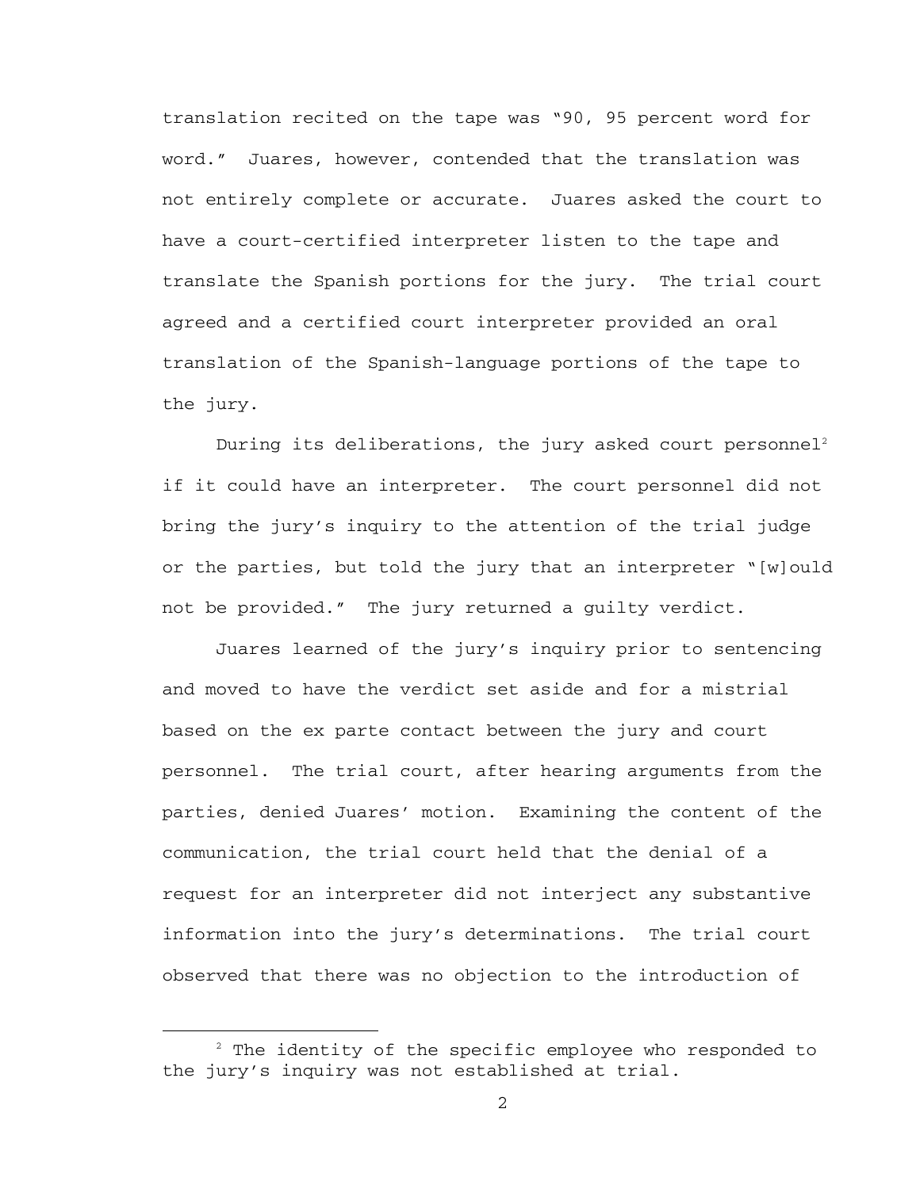translation recited on the tape was "90, 95 percent word for word." Juares, however, contended that the translation was not entirely complete or accurate. Juares asked the court to have a court-certified interpreter listen to the tape and translate the Spanish portions for the jury. The trial court agreed and a certified court interpreter provided an oral translation of the Spanish-language portions of the tape to the jury.

During its deliberations, the jury asked court personnel[2] if it could have an interpreter. The court personnel did not bring the jury's inquiry to the attention of the trial judge or the parties, but told the jury that an interpreter "[w]ould not be provided." The jury returned a guilty verdict.

Juares learned of the jury's inquiry prior to sentencing and moved to have the verdict set aside and for a mistrial based on the ex parte contact between the jury and court personnel. The trial court, after hearing arguments from the parties, denied Juares' motion. Examining the content of the communication, the trial court held that the denial of a request for an interpreter did not interject any substantive information into the jury's determinations. The trial court observed that there was no objection to the introduction of

[2] The identity of the specific employee who responded to the jury's inquiry was not established at trial.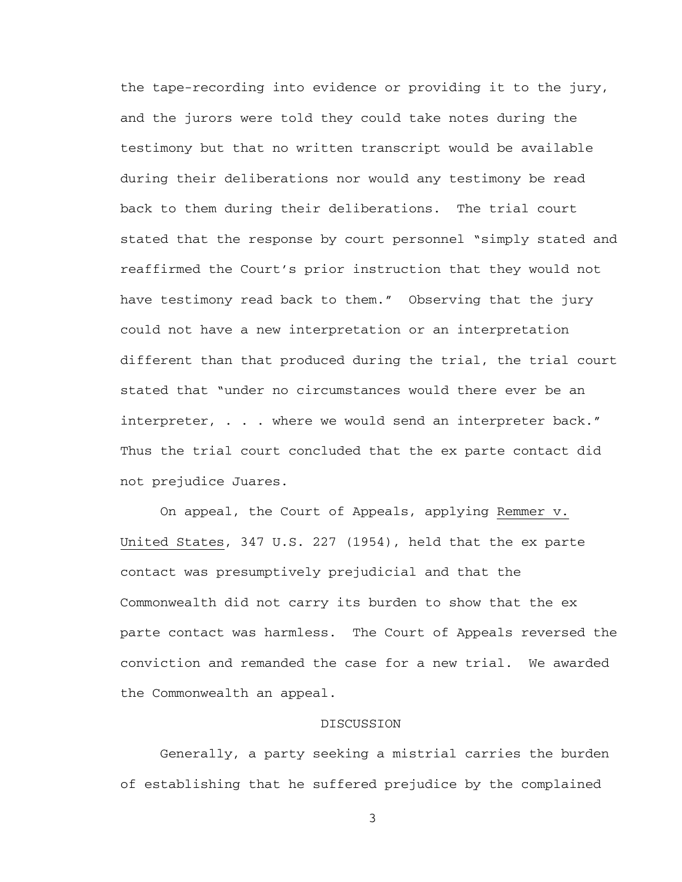the tape-recording into evidence or providing it to the jury, and the jurors were told they could take notes during the testimony but that no written transcript would be available during their deliberations nor would any testimony be read back to them during their deliberations. The trial court stated that the response by court personnel "simply stated and reaffirmed the Court's prior instruction that they would not have testimony read back to them." Observing that the jury could not have a new interpretation or an interpretation different than that produced during the trial, the trial court stated that "under no circumstances would there ever be an interpreter, . . . where we would send an interpreter back." Thus the trial court concluded that the ex parte contact did not prejudice Juares.

On appeal, the Court of Appeals, applying <u>Remmer v. United States</u>, 347 U.S. 227 (1954), held that the ex parte contact was presumptively prejudicial and that the Commonwealth did not carry its burden to show that the ex parte contact was harmless. The Court of Appeals reversed the conviction and remanded the case for a new trial. We awarded the Commonwealth an appeal.

## DISCUSSION

Generally, a party seeking a mistrial carries the burden of establishing that he suffered prejudice by the complained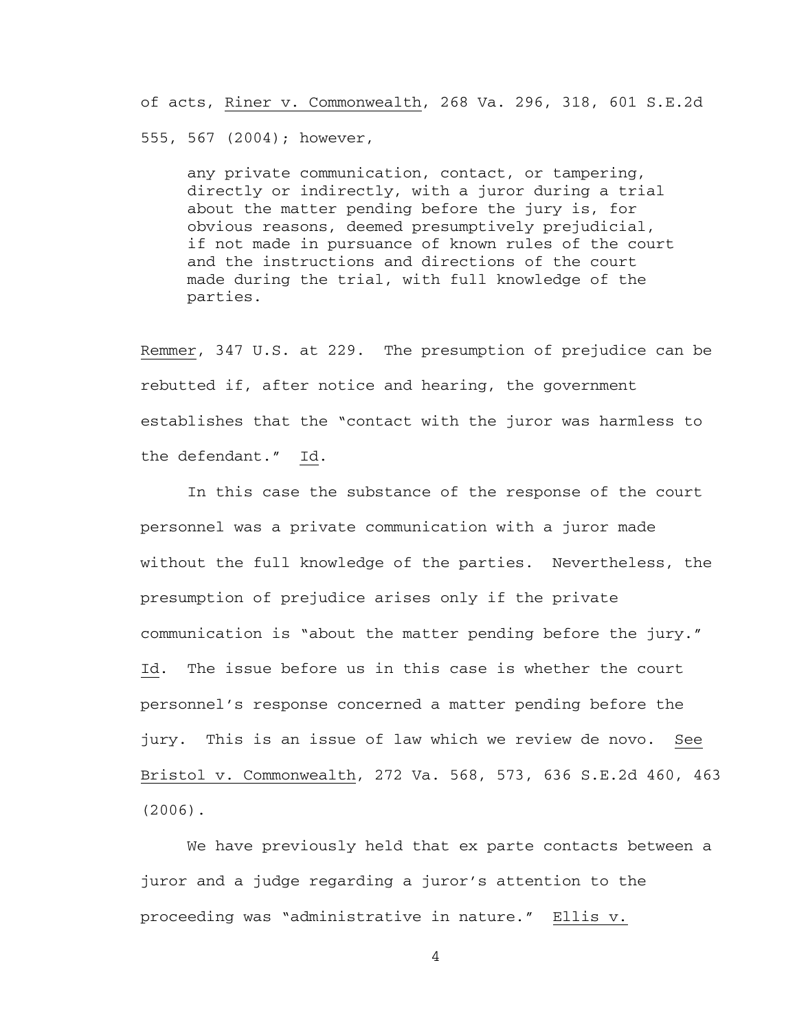of acts, Riner v. Commonwealth, 268 Va. 296, 318, 601 S.E.2d 555, 567 (2004); however,

> any private communication, contact, or tampering, directly or indirectly, with a juror during a trial about the matter pending before the jury is, for obvious reasons, deemed presumptively prejudicial, if not made in pursuance of known rules of the court and the instructions and directions of the court made during the trial, with full knowledge of the parties.

Remmer, 347 U.S. at 229. The presumption of prejudice can be rebutted if, after notice and hearing, the government establishes that the "contact with the juror was harmless to the defendant." Id.

In this case the substance of the response of the court personnel was a private communication with a juror made without the full knowledge of the parties. Nevertheless, the presumption of prejudice arises only if the private communication is "about the matter pending before the jury." Id. The issue before us in this case is whether the court personnel's response concerned a matter pending before the jury. This is an issue of law which we review de novo. See Bristol v. Commonwealth, 272 Va. 568, 573, 636 S.E.2d 460, 463 (2006).

We have previously held that ex parte contacts between a juror and a judge regarding a juror's attention to the proceeding was "administrative in nature." Ellis v.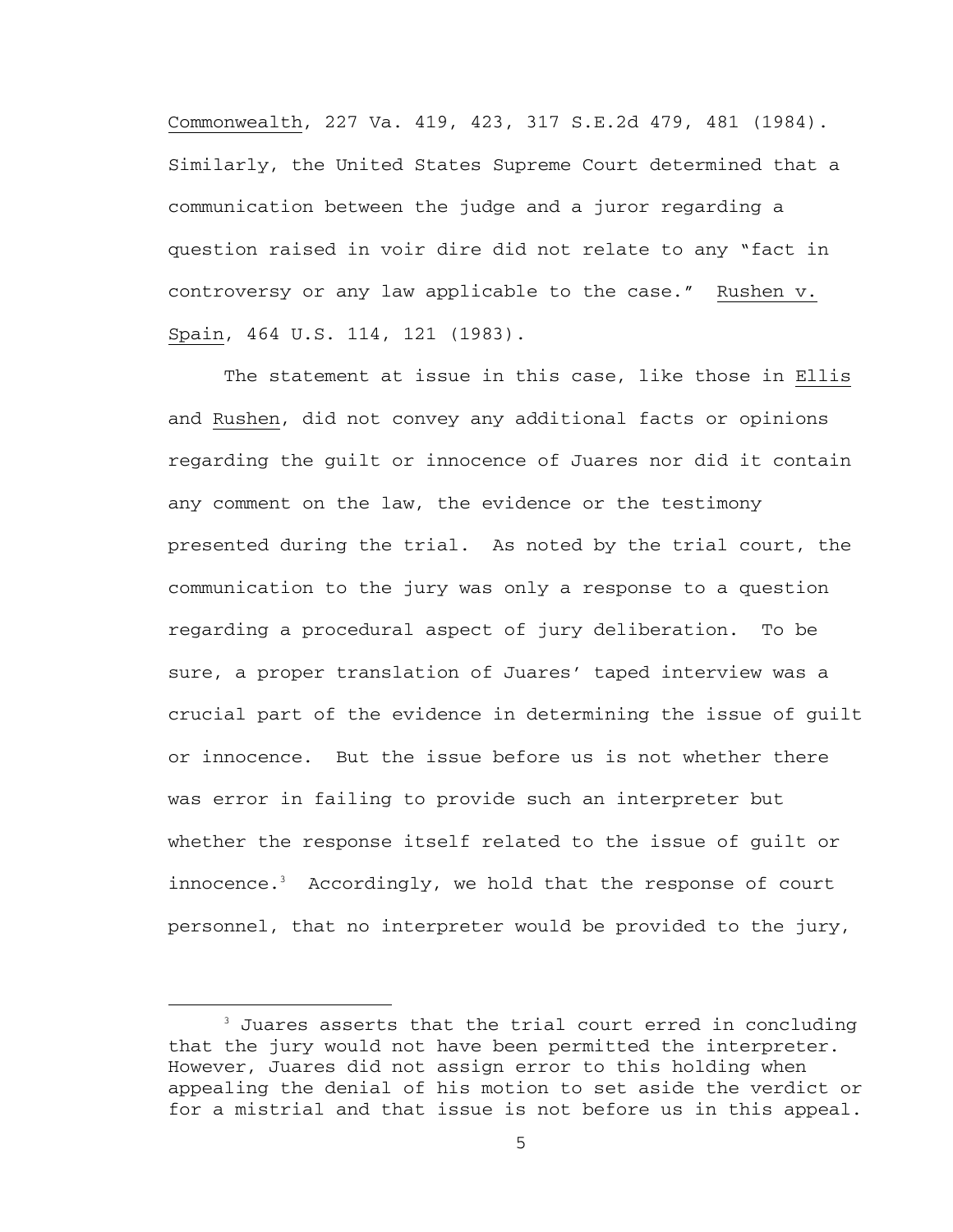Commonwealth, 227 Va. 419, 423, 317 S.E.2d 479, 481 (1984). Similarly, the United States Supreme Court determined that a communication between the judge and a juror regarding a question raised in voir dire did not relate to any "fact in controversy or any law applicable to the case." Rushen v. Spain, 464 U.S. 114, 121 (1983).

The statement at issue in this case, like those in Ellis and Rushen, did not convey any additional facts or opinions regarding the guilt or innocence of Juares nor did it contain any comment on the law, the evidence or the testimony presented during the trial. As noted by the trial court, the communication to the jury was only a response to a question regarding a procedural aspect of jury deliberation. To be sure, a proper translation of Juares' taped interview was a crucial part of the evidence in determining the issue of guilt or innocence. But the issue before us is not whether there was error in failing to provide such an interpreter but whether the response itself related to the issue of guilt or innocence.[3] Accordingly, we hold that the response of court personnel, that no interpreter would be provided to the jury,

---

[3] Juares asserts that the trial court erred in concluding that the jury would not have been permitted the interpreter. However, Juares did not assign error to this holding when appealing the denial of his motion to set aside the verdict or for a mistrial and that issue is not before us in this appeal.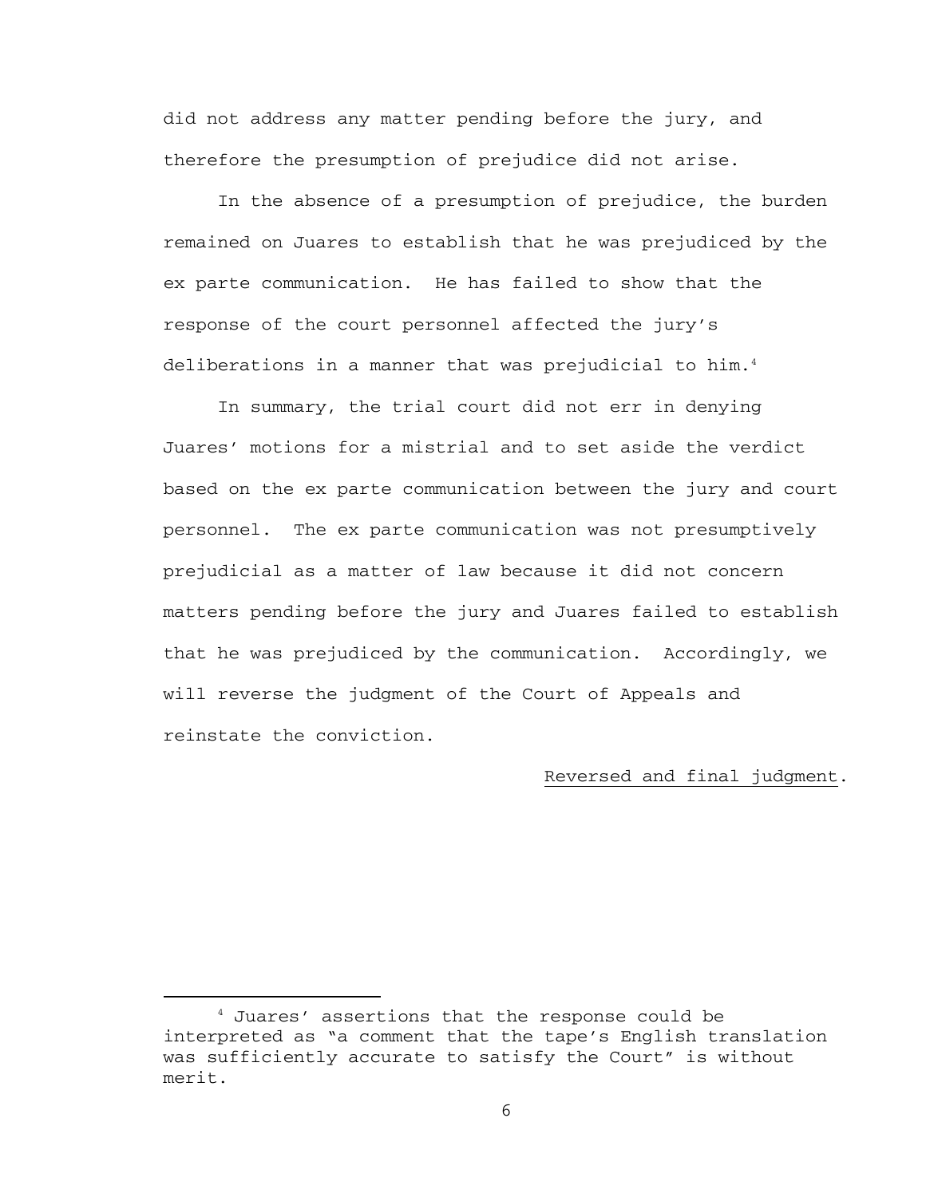did not address any matter pending before the jury, and therefore the presumption of prejudice did not arise.

In the absence of a presumption of prejudice, the burden remained on Juares to establish that he was prejudiced by the ex parte communication. He has failed to show that the response of the court personnel affected the jury's deliberations in a manner that was prejudicial to him.[4]

In summary, the trial court did not err in denying Juares' motions for a mistrial and to set aside the verdict based on the ex parte communication between the jury and court personnel. The ex parte communication was not presumptively prejudicial as a matter of law because it did not concern matters pending before the jury and Juares failed to establish that he was prejudiced by the communication. Accordingly, we will reverse the judgment of the Court of Appeals and reinstate the conviction.

<u>Reversed and final judgment</u>.

---

[4] Juares' assertions that the response could be interpreted as "a comment that the tape's English translation was sufficiently accurate to satisfy the Court" is without merit.